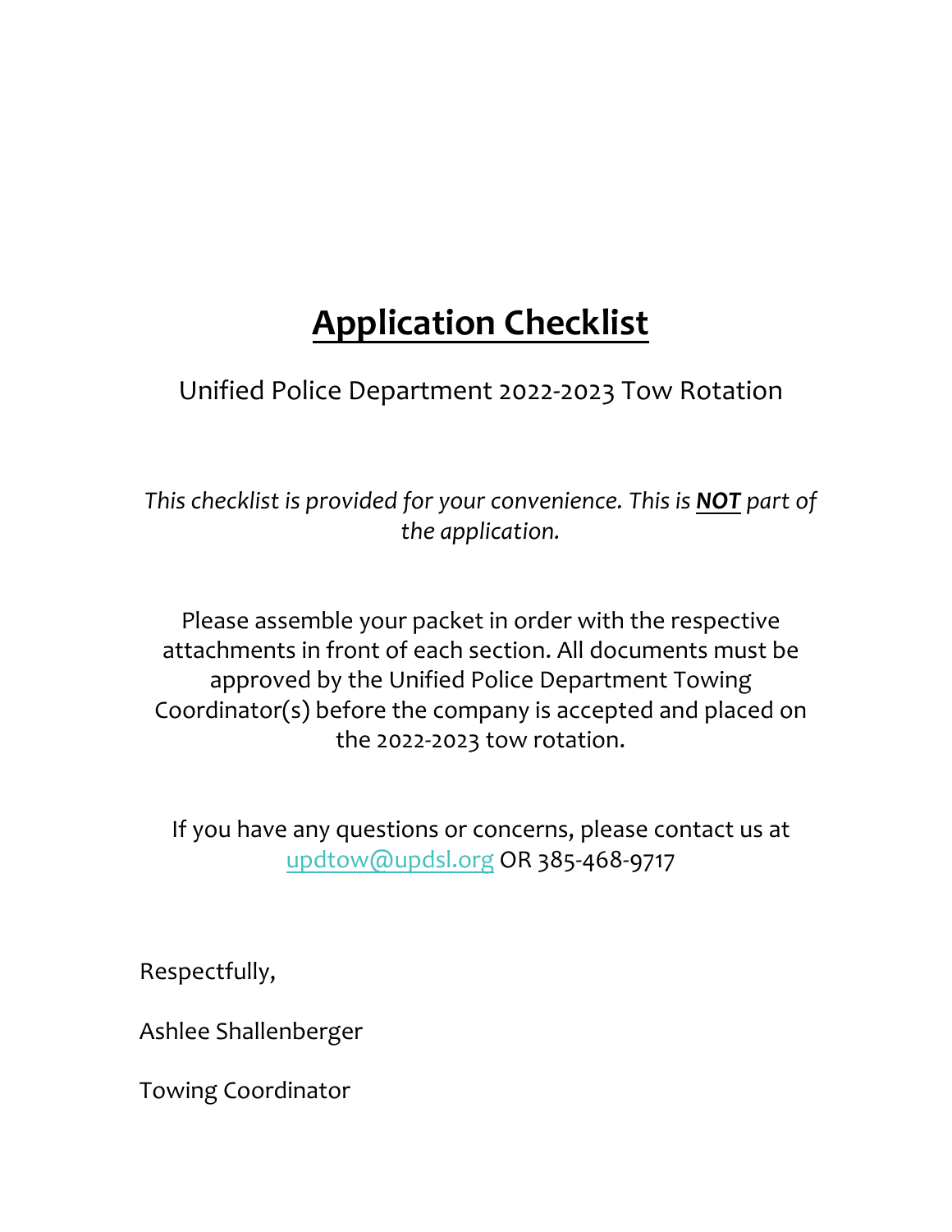# Application Checklist

Unified Police Department 2022-2023 Tow Rotation

*This checklist is provided for your convenience. This is* ***NOT*** *part of the application.*

Please assemble your packet in order with the respective attachments in front of each section. All documents must be approved by the Unified Police Department Towing Coordinator(s) before the company is accepted and placed on the 2022-2023 tow rotation.

If you have any questions or concerns, please contact us at updtow@updsl.org OR 385-468-9717

Respectfully,

Ashlee Shallenberger

Towing Coordinator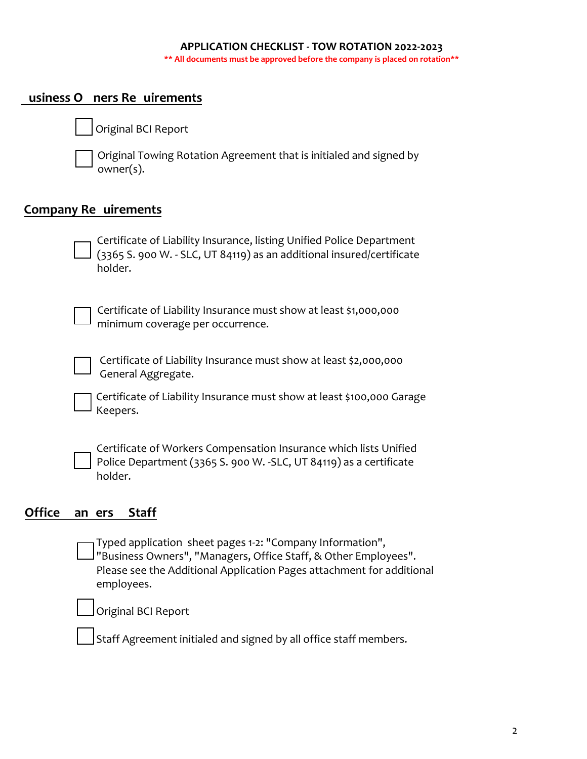**APPLICATION CHECKLIST - TOW ROTATION 2022-2023**

**\*\* All documents must be approved before the company is placed on rotation\*\***

## usiness O ners Re uirements

- [ ] Original BCI Report
- [ ] Original Towing Rotation Agreement that is initialed and signed by owner(s).

## Company Re uirements

- [ ] Certificate of Liability Insurance, listing Unified Police Department (3365 S. 900 W. - SLC, UT 84119) as an additional insured/certificate holder.
- [ ] Certificate of Liability Insurance must show at least $1,000,000 minimum coverage per occurrence.
- [ ] Certificate of Liability Insurance must show at least $2,000,000 General Aggregate.
- [ ] Certificate of Liability Insurance must show at least $100,000 Garage Keepers.
- [ ] Certificate of Workers Compensation Insurance which lists Unified Police Department (3365 S. 900 W. -SLC, UT 84119) as a certificate holder.

## Office an ers Staff

- [ ] Typed application sheet pages 1-2: "Company Information", "Business Owners", "Managers, Office Staff, & Other Employees". Please see the Additional Application Pages attachment for additional employees.
- [ ] Original BCI Report
- [ ] Staff Agreement initialed and signed by all office staff members.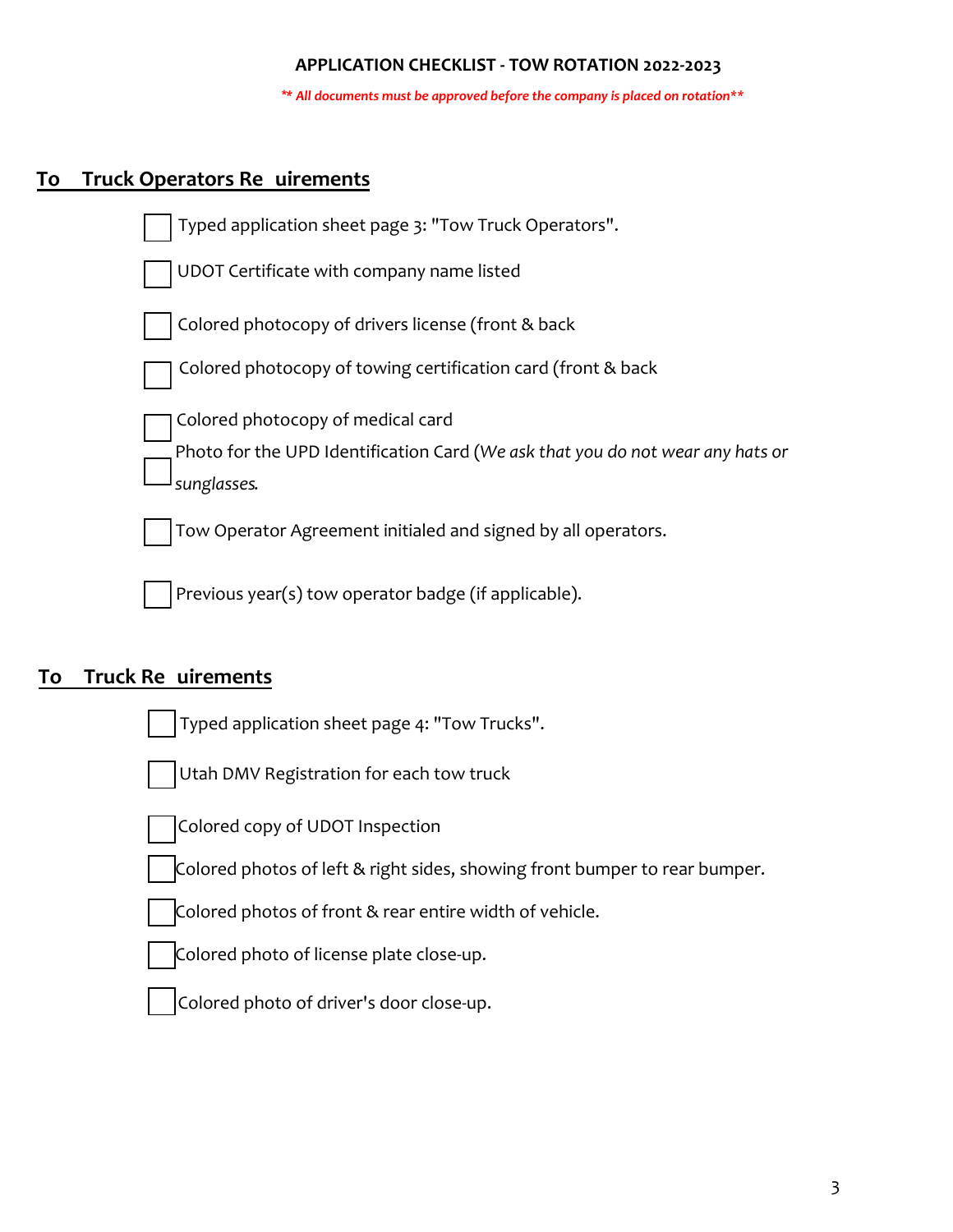# APPLICATION CHECKLIST - TOW ROTATION 2022-2023

***\*\* All documents must be approved before the company is placed on rotation\*\****

## To Truck Operators Re uirements

- [ ] Typed application sheet page 3: "Tow Truck Operators".
- [ ] UDOT Certificate with company name listed
- [ ] Colored photocopy of drivers license (front & back
- [ ] Colored photocopy of towing certification card (front & back
- [ ] Colored photocopy of medical card
- [ ] Photo for the UPD Identification Card (*We ask that you do not wear any hats or sunglasses.*
- [ ] Tow Operator Agreement initialed and signed by all operators.
- [ ] Previous year(s) tow operator badge (if applicable).

## To Truck Re uirements

- [ ] Typed application sheet page 4: "Tow Trucks".
- [ ] Utah DMV Registration for each tow truck
- [ ] Colored copy of UDOT Inspection
- [ ] Colored photos of left & right sides, showing front bumper to rear bumper.
- [ ] Colored photos of front & rear entire width of vehicle.
- [ ] Colored photo of license plate close-up.
- [ ] Colored photo of driver's door close-up.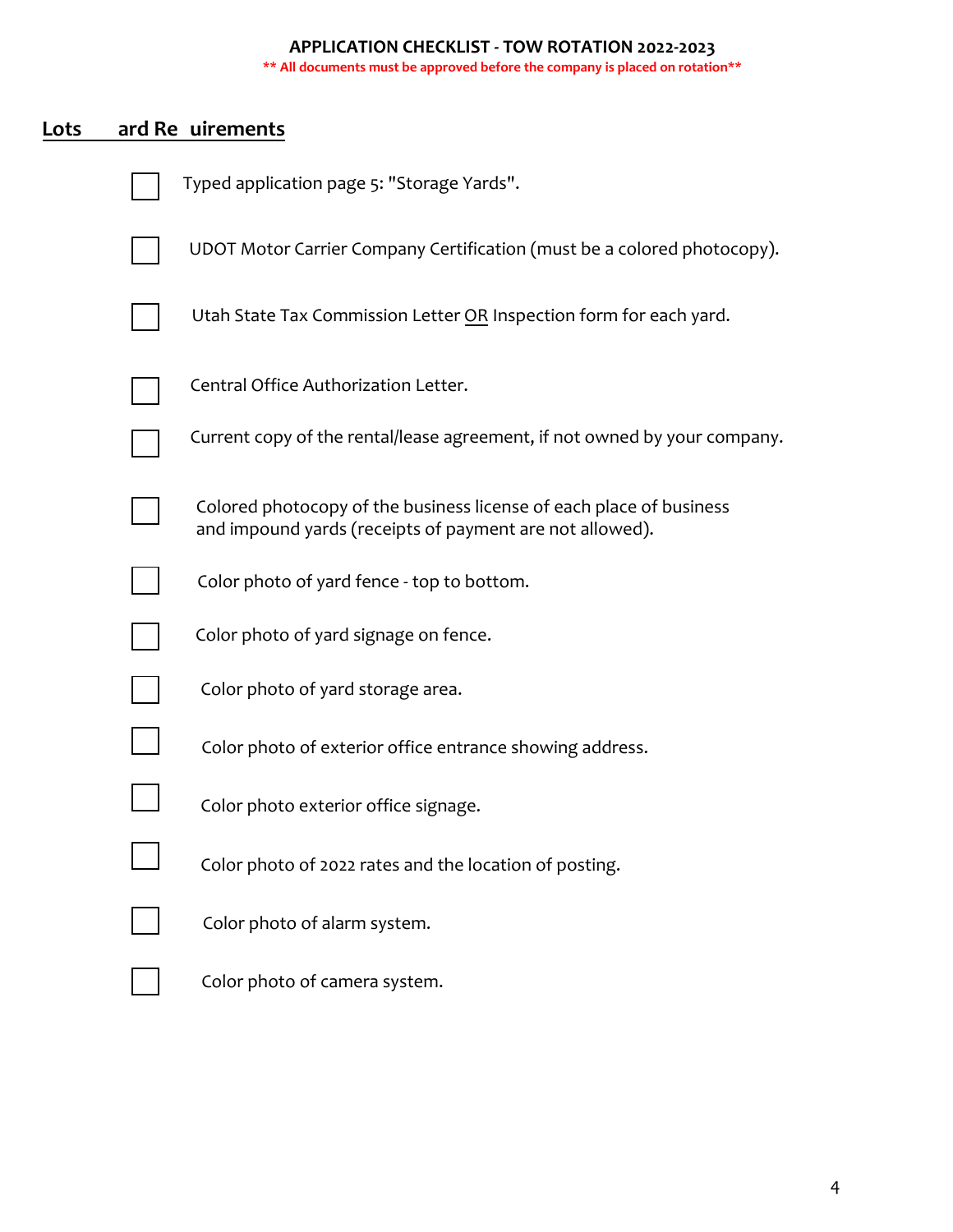**APPLICATION CHECKLIST - TOW ROTATION 2022-2023**

**\*\* All documents must be approved before the company is placed on rotation\*\***

## Lots ard Re uirements

- [ ] Typed application page 5: "Storage Yards".
- [ ] UDOT Motor Carrier Company Certification (must be a colored photocopy).
- [ ] Utah State Tax Commission Letter OR Inspection form for each yard.
- [ ] Central Office Authorization Letter.
- [ ] Current copy of the rental/lease agreement, if not owned by your company.
- [ ] Colored photocopy of the business license of each place of business and impound yards (receipts of payment are not allowed).
- [ ] Color photo of yard fence - top to bottom.
- [ ] Color photo of yard signage on fence.
- [ ] Color photo of yard storage area.
- [ ] Color photo of exterior office entrance showing address.
- [ ] Color photo exterior office signage.
- [ ] Color photo of 2022 rates and the location of posting.
- [ ] Color photo of alarm system.
- [ ] Color photo of camera system.